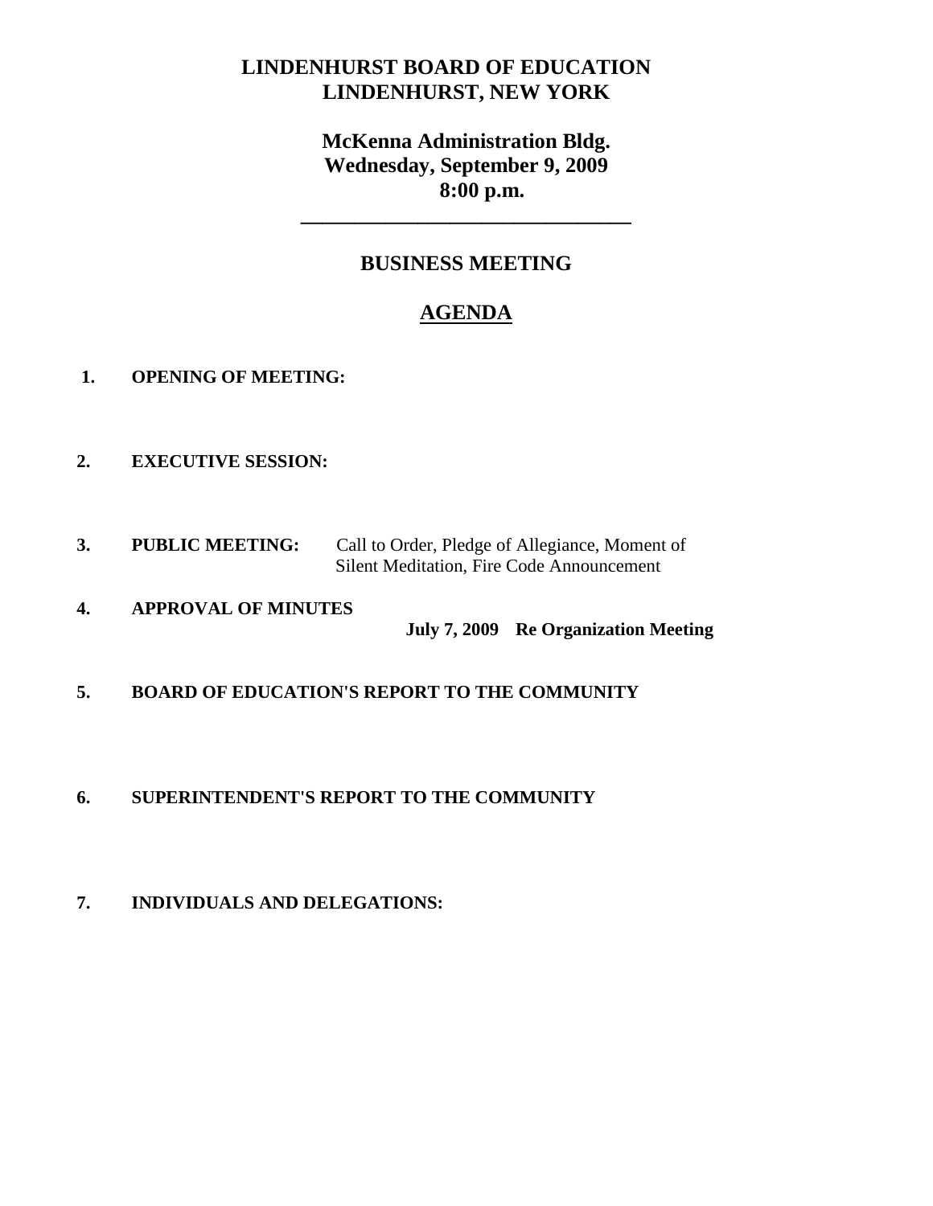# LINDENHURST BOARD OF EDUCATION
## LINDENHURST, NEW YORK

**McKenna Administration Bldg.**
**Wednesday, September 9, 2009**
**8:00 p.m.**

---

## BUSINESS MEETING

## AGENDA

1. **OPENING OF MEETING:**

2. **EXECUTIVE SESSION:**

3. **PUBLIC MEETING:** Call to Order, Pledge of Allegiance, Moment of Silent Meditation, Fire Code Announcement

4. **APPROVAL OF MINUTES**

   **July 7, 2009 Re Organization Meeting**

5. **BOARD OF EDUCATION'S REPORT TO THE COMMUNITY**

6. **SUPERINTENDENT'S REPORT TO THE COMMUNITY**

7. **INDIVIDUALS AND DELEGATIONS:**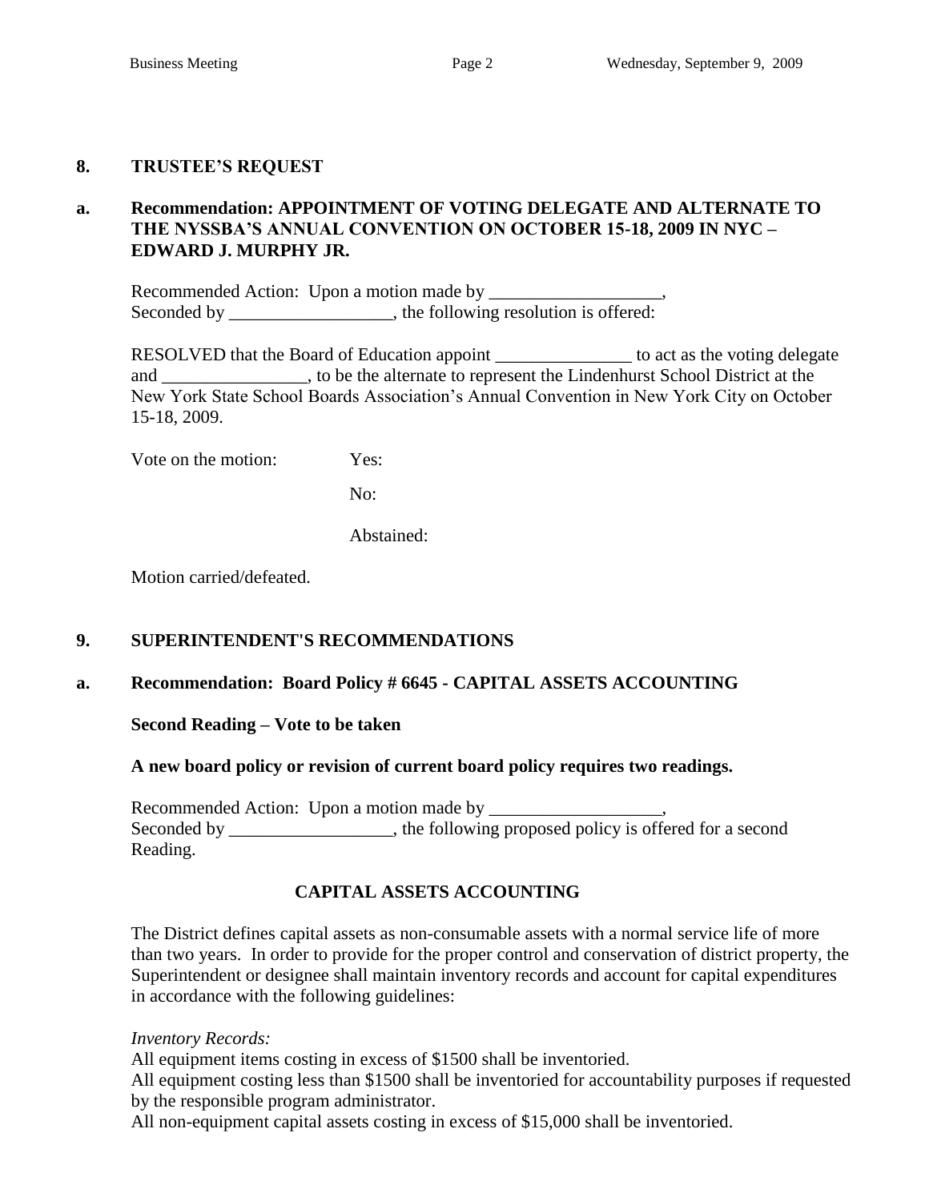## 8. TRUSTEE'S REQUEST

### a. Recommendation: APPOINTMENT OF VOTING DELEGATE AND ALTERNATE TO THE NYSSBA'S ANNUAL CONVENTION ON OCTOBER 15-18, 2009 IN NYC – EDWARD J. MURPHY JR.

Recommended Action: Upon a motion made by ___________________,
Seconded by __________________, the following resolution is offered:

RESOLVED that the Board of Education appoint _______________ to act as the voting delegate and ________________, to be the alternate to represent the Lindenhurst School District at the New York State School Boards Association's Annual Convention in New York City on October 15-18, 2009.

Vote on the motion: Yes:

No:

Abstained:

Motion carried/defeated.

## 9. SUPERINTENDENT'S RECOMMENDATIONS

### a. Recommendation: Board Policy # 6645 - CAPITAL ASSETS ACCOUNTING

**Second Reading – Vote to be taken**

**A new board policy or revision of current board policy requires two readings.**

Recommended Action: Upon a motion made by ___________________,
Seconded by __________________, the following proposed policy is offered for a second Reading.

**CAPITAL ASSETS ACCOUNTING**

The District defines capital assets as non-consumable assets with a normal service life of more than two years. In order to provide for the proper control and conservation of district property, the Superintendent or designee shall maintain inventory records and account for capital expenditures in accordance with the following guidelines:

*Inventory Records:*
All equipment items costing in excess of $1500 shall be inventoried.
All equipment costing less than $1500 shall be inventoried for accountability purposes if requested by the responsible program administrator.
All non-equipment capital assets costing in excess of $15,000 shall be inventoried.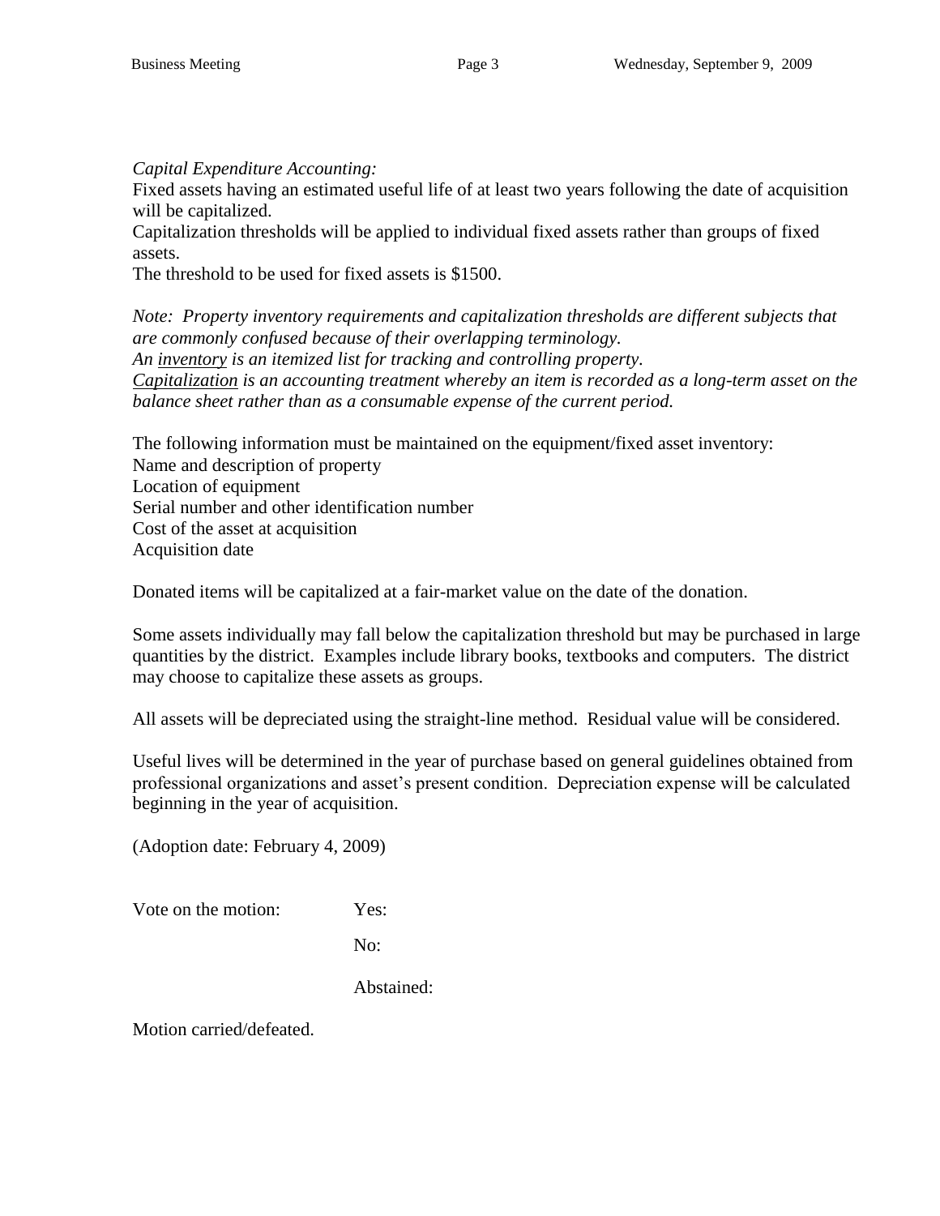*Capital Expenditure Accounting:*
Fixed assets having an estimated useful life of at least two years following the date of acquisition will be capitalized.
Capitalization thresholds will be applied to individual fixed assets rather than groups of fixed assets.
The threshold to be used for fixed assets is $1500.

*Note: Property inventory requirements and capitalization thresholds are different subjects that are commonly confused because of their overlapping terminology.*
*An <u>inventory</u> is an itemized list for tracking and controlling property.*
*<u>Capitalization</u> is an accounting treatment whereby an item is recorded as a long-term asset on the balance sheet rather than as a consumable expense of the current period.*

The following information must be maintained on the equipment/fixed asset inventory:
Name and description of property
Location of equipment
Serial number and other identification number
Cost of the asset at acquisition
Acquisition date

Donated items will be capitalized at a fair-market value on the date of the donation.

Some assets individually may fall below the capitalization threshold but may be purchased in large quantities by the district. Examples include library books, textbooks and computers. The district may choose to capitalize these assets as groups.

All assets will be depreciated using the straight-line method. Residual value will be considered.

Useful lives will be determined in the year of purchase based on general guidelines obtained from professional organizations and asset's present condition. Depreciation expense will be calculated beginning in the year of acquisition.

(Adoption date: February 4, 2009)

Vote on the motion: Yes:

No:

Abstained:

Motion carried/defeated.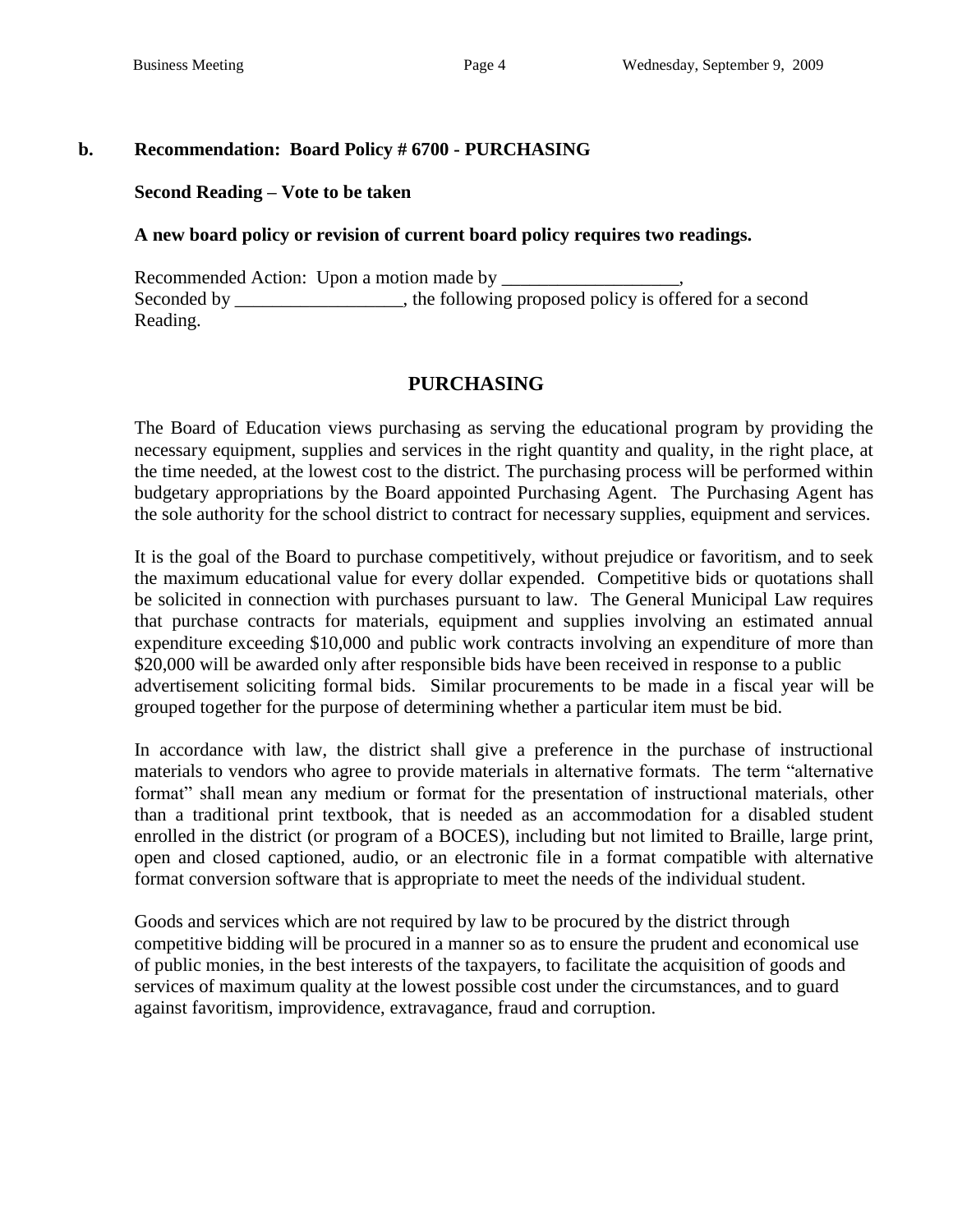**b. Recommendation: Board Policy # 6700 - PURCHASING**

**Second Reading – Vote to be taken**

**A new board policy or revision of current board policy requires two readings.**

Recommended Action: Upon a motion made by ___________________,
Seconded by __________________, the following proposed policy is offered for a second Reading.

## PURCHASING

The Board of Education views purchasing as serving the educational program by providing the necessary equipment, supplies and services in the right quantity and quality, in the right place, at the time needed, at the lowest cost to the district. The purchasing process will be performed within budgetary appropriations by the Board appointed Purchasing Agent. The Purchasing Agent has the sole authority for the school district to contract for necessary supplies, equipment and services.

It is the goal of the Board to purchase competitively, without prejudice or favoritism, and to seek the maximum educational value for every dollar expended. Competitive bids or quotations shall be solicited in connection with purchases pursuant to law. The General Municipal Law requires that purchase contracts for materials, equipment and supplies involving an estimated annual expenditure exceeding $10,000 and public work contracts involving an expenditure of more than $20,000 will be awarded only after responsible bids have been received in response to a public advertisement soliciting formal bids. Similar procurements to be made in a fiscal year will be grouped together for the purpose of determining whether a particular item must be bid.

In accordance with law, the district shall give a preference in the purchase of instructional materials to vendors who agree to provide materials in alternative formats. The term "alternative format" shall mean any medium or format for the presentation of instructional materials, other than a traditional print textbook, that is needed as an accommodation for a disabled student enrolled in the district (or program of a BOCES), including but not limited to Braille, large print, open and closed captioned, audio, or an electronic file in a format compatible with alternative format conversion software that is appropriate to meet the needs of the individual student.

Goods and services which are not required by law to be procured by the district through competitive bidding will be procured in a manner so as to ensure the prudent and economical use of public monies, in the best interests of the taxpayers, to facilitate the acquisition of goods and services of maximum quality at the lowest possible cost under the circumstances, and to guard against favoritism, improvidence, extravagance, fraud and corruption.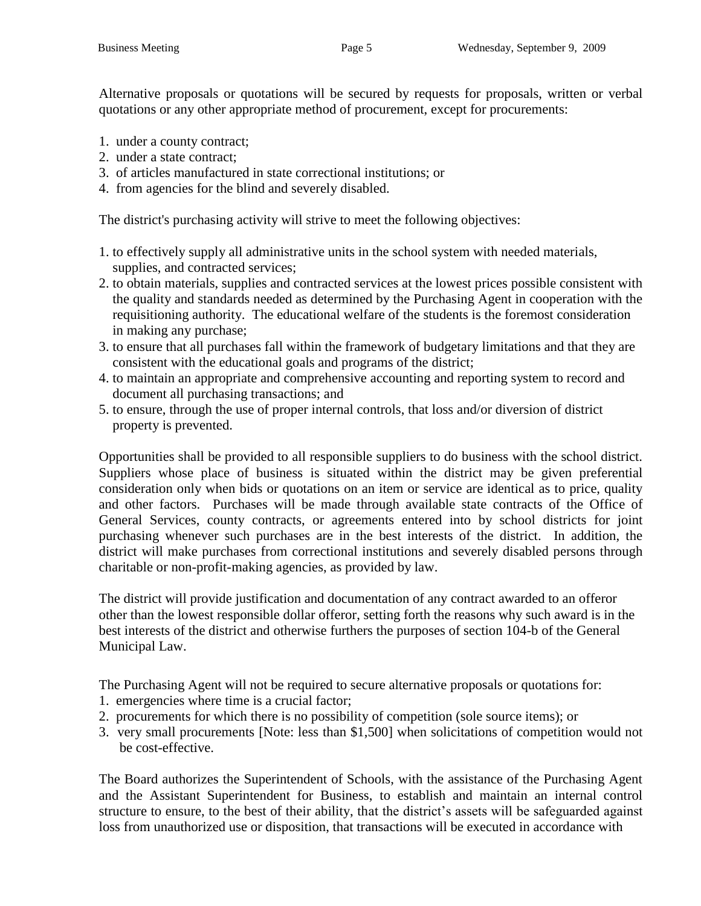Alternative proposals or quotations will be secured by requests for proposals, written or verbal quotations or any other appropriate method of procurement, except for procurements:

1. under a county contract;
2. under a state contract;
3. of articles manufactured in state correctional institutions; or
4. from agencies for the blind and severely disabled.

The district's purchasing activity will strive to meet the following objectives:

1. to effectively supply all administrative units in the school system with needed materials, supplies, and contracted services;
2. to obtain materials, supplies and contracted services at the lowest prices possible consistent with the quality and standards needed as determined by the Purchasing Agent in cooperation with the requisitioning authority. The educational welfare of the students is the foremost consideration in making any purchase;
3. to ensure that all purchases fall within the framework of budgetary limitations and that they are consistent with the educational goals and programs of the district;
4. to maintain an appropriate and comprehensive accounting and reporting system to record and document all purchasing transactions; and
5. to ensure, through the use of proper internal controls, that loss and/or diversion of district property is prevented.

Opportunities shall be provided to all responsible suppliers to do business with the school district. Suppliers whose place of business is situated within the district may be given preferential consideration only when bids or quotations on an item or service are identical as to price, quality and other factors. Purchases will be made through available state contracts of the Office of General Services, county contracts, or agreements entered into by school districts for joint purchasing whenever such purchases are in the best interests of the district. In addition, the district will make purchases from correctional institutions and severely disabled persons through charitable or non-profit-making agencies, as provided by law.

The district will provide justification and documentation of any contract awarded to an offeror other than the lowest responsible dollar offeror, setting forth the reasons why such award is in the best interests of the district and otherwise furthers the purposes of section 104-b of the General Municipal Law.

The Purchasing Agent will not be required to secure alternative proposals or quotations for:

1. emergencies where time is a crucial factor;
2. procurements for which there is no possibility of competition (sole source items); or
3. very small procurements [Note: less than $1,500] when solicitations of competition would not be cost-effective.

The Board authorizes the Superintendent of Schools, with the assistance of the Purchasing Agent and the Assistant Superintendent for Business, to establish and maintain an internal control structure to ensure, to the best of their ability, that the district's assets will be safeguarded against loss from unauthorized use or disposition, that transactions will be executed in accordance with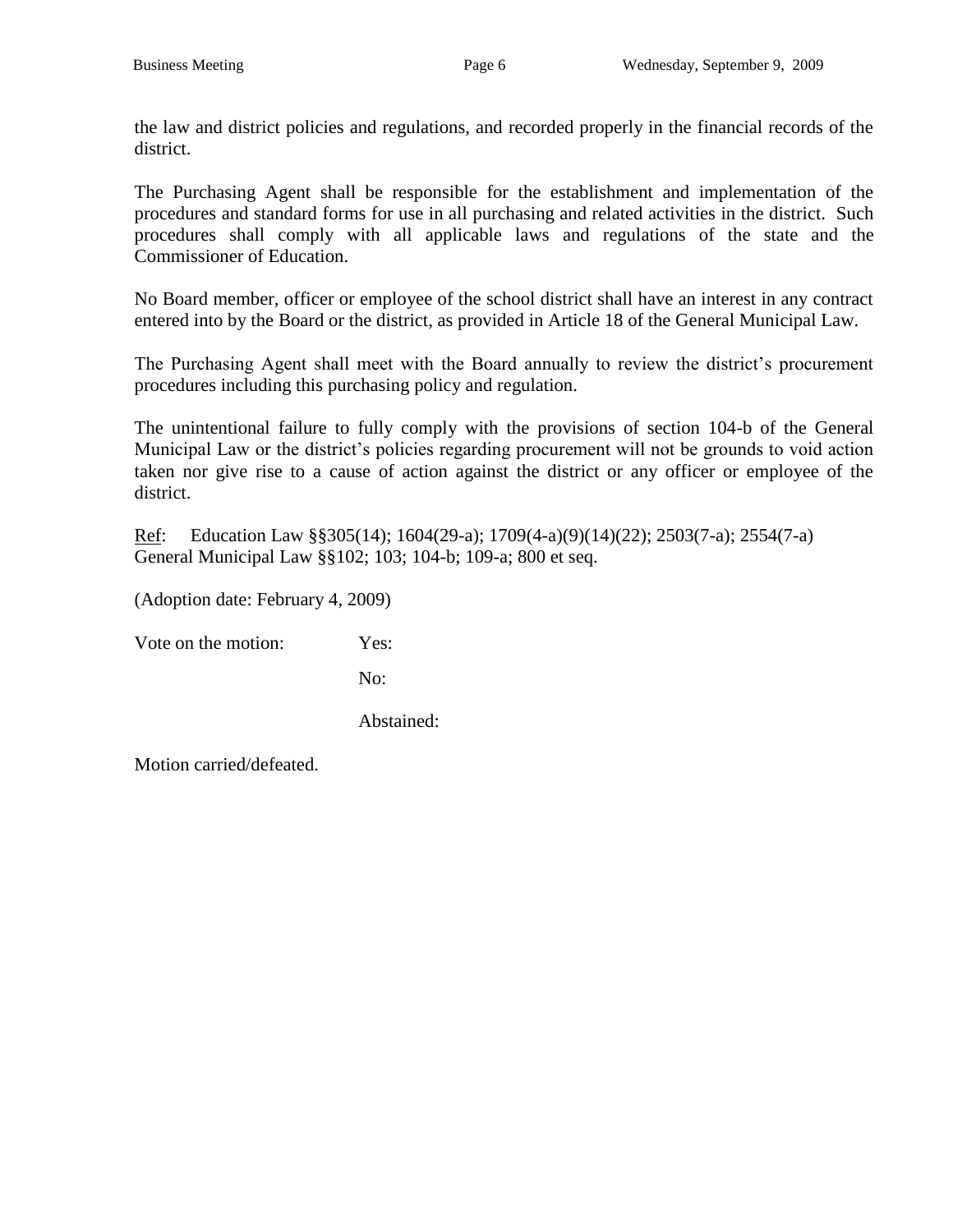the law and district policies and regulations, and recorded properly in the financial records of the district.

The Purchasing Agent shall be responsible for the establishment and implementation of the procedures and standard forms for use in all purchasing and related activities in the district. Such procedures shall comply with all applicable laws and regulations of the state and the Commissioner of Education.

No Board member, officer or employee of the school district shall have an interest in any contract entered into by the Board or the district, as provided in Article 18 of the General Municipal Law.

The Purchasing Agent shall meet with the Board annually to review the district's procurement procedures including this purchasing policy and regulation.

The unintentional failure to fully comply with the provisions of section 104-b of the General Municipal Law or the district's policies regarding procurement will not be grounds to void action taken nor give rise to a cause of action against the district or any officer or employee of the district.

<u>Ref</u>: Education Law §§305(14); 1604(29-a); 1709(4-a)(9)(14)(22); 2503(7-a); 2554(7-a)
General Municipal Law §§102; 103; 104-b; 109-a; 800 et seq.

(Adoption date: February 4, 2009)

Vote on the motion: Yes:

No:

Abstained:

Motion carried/defeated.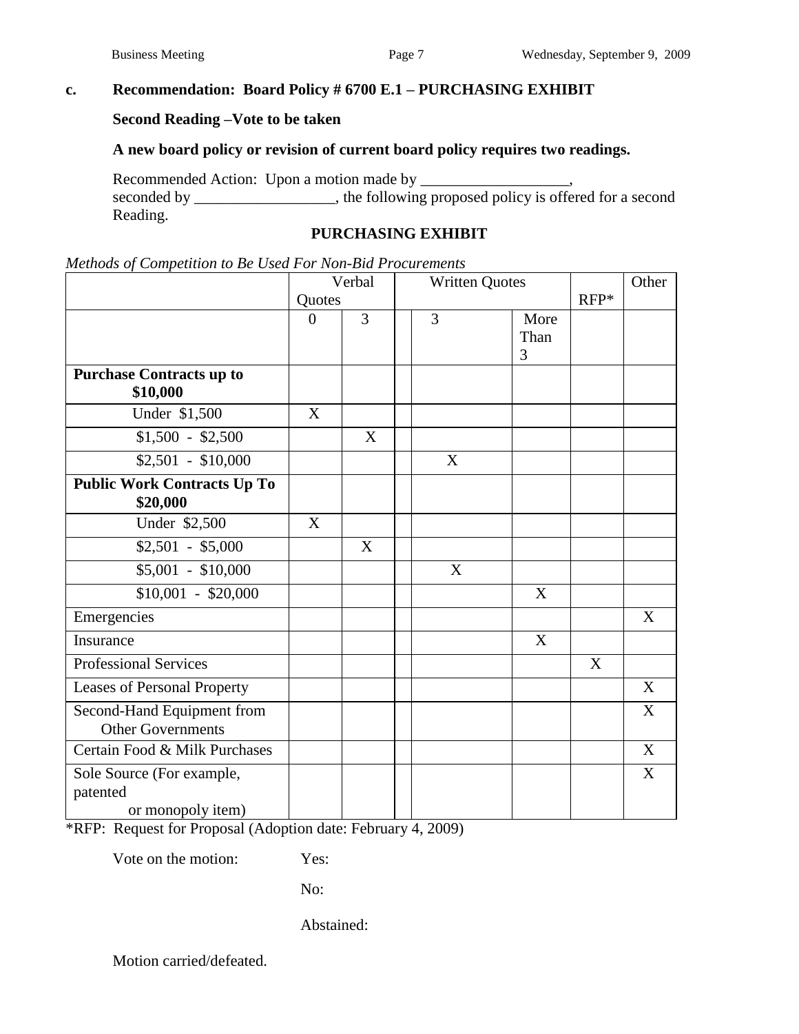**c. Recommendation: Board Policy # 6700 E.1 – PURCHASING EXHIBIT**

**Second Reading –Vote to be taken**

**A new board policy or revision of current board policy requires two readings.**

Recommended Action: Upon a motion made by ___________________, seconded by __________________, the following proposed policy is offered for a second Reading.

**PURCHASING EXHIBIT**

*Methods of Competition to Be Used For Non-Bid Procurements*

| | Verbal Quotes | | | Written Quotes | | RFP* | Other |
|---|---|---|---|---|---|---|---|
| | 0 | 3 | | 3 | More Than 3 | | |
| **Purchase Contracts up to $10,000** | | | | | | | |
| Under $1,500 | X | | | | | | |
| $1,500 - $2,500 | | X | | | | | |
| $2,501 - $10,000 | | | | X | | | |
| **Public Work Contracts Up To $20,000** | | | | | | | |
| Under $2,500 | X | | | | | | |
| $2,501 - $5,000 | | X | | | | | |
| $5,001 - $10,000 | | | | X | | | |
| $10,001 - $20,000 | | | | | X | | |
| Emergencies | | | | | | | X |
| Insurance | | | | | X | | |
| Professional Services | | | | | | X | |
| Leases of Personal Property | | | | | | | X |
| Second-Hand Equipment from Other Governments | | | | | | | X |
| Certain Food & Milk Purchases | | | | | | | X |
| Sole Source (For example, patented or monopoly item) | | | | | | | X |

*RFP: Request for Proposal (Adoption date: February 4, 2009)

Vote on the motion: Yes:

No:

Abstained:

Motion carried/defeated.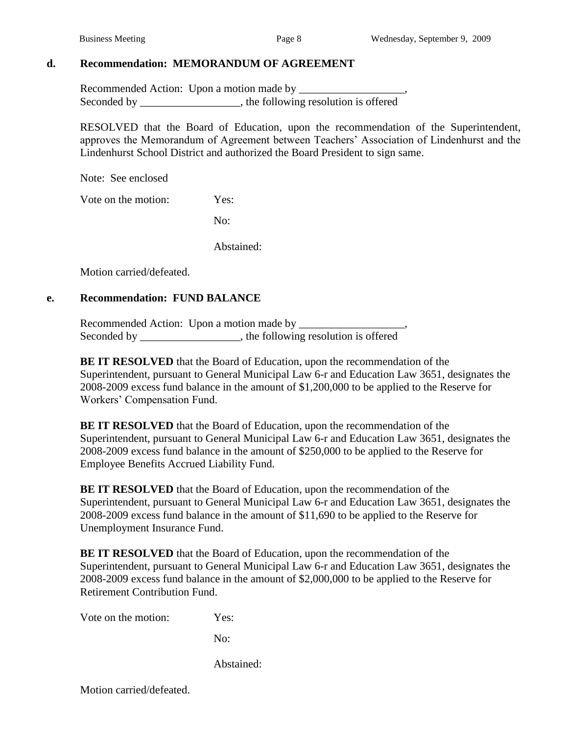**d. Recommendation: MEMORANDUM OF AGREEMENT**

Recommended Action: Upon a motion made by ___________________,
Seconded by __________________, the following resolution is offered

RESOLVED that the Board of Education, upon the recommendation of the Superintendent, approves the Memorandum of Agreement between Teachers' Association of Lindenhurst and the Lindenhurst School District and authorized the Board President to sign same.

Note: See enclosed

Vote on the motion: Yes:

No:

Abstained:

Motion carried/defeated.

**e. Recommendation: FUND BALANCE**

Recommended Action: Upon a motion made by ___________________,
Seconded by __________________, the following resolution is offered

**BE IT RESOLVED** that the Board of Education, upon the recommendation of the Superintendent, pursuant to General Municipal Law 6-r and Education Law 3651, designates the 2008-2009 excess fund balance in the amount of $1,200,000 to be applied to the Reserve for Workers' Compensation Fund.

**BE IT RESOLVED** that the Board of Education, upon the recommendation of the Superintendent, pursuant to General Municipal Law 6-r and Education Law 3651, designates the 2008-2009 excess fund balance in the amount of $250,000 to be applied to the Reserve for Employee Benefits Accrued Liability Fund.

**BE IT RESOLVED** that the Board of Education, upon the recommendation of the Superintendent, pursuant to General Municipal Law 6-r and Education Law 3651, designates the 2008-2009 excess fund balance in the amount of $11,690 to be applied to the Reserve for Unemployment Insurance Fund.

**BE IT RESOLVED** that the Board of Education, upon the recommendation of the Superintendent, pursuant to General Municipal Law 6-r and Education Law 3651, designates the 2008-2009 excess fund balance in the amount of $2,000,000 to be applied to the Reserve for Retirement Contribution Fund.

Vote on the motion: Yes:

No:

Abstained:

Motion carried/defeated.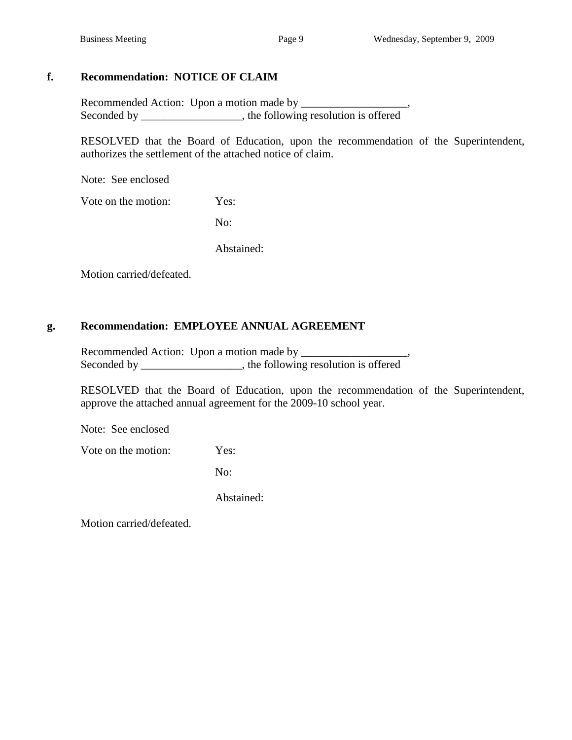**f. Recommendation: NOTICE OF CLAIM**

Recommended Action: Upon a motion made by ___________________,
Seconded by __________________, the following resolution is offered

RESOLVED that the Board of Education, upon the recommendation of the Superintendent, authorizes the settlement of the attached notice of claim.

Note: See enclosed

Vote on the motion: Yes:

No:

Abstained:

Motion carried/defeated.

**g. Recommendation: EMPLOYEE ANNUAL AGREEMENT**

Recommended Action: Upon a motion made by ___________________,
Seconded by __________________, the following resolution is offered

RESOLVED that the Board of Education, upon the recommendation of the Superintendent, approve the attached annual agreement for the 2009-10 school year.

Note: See enclosed

Vote on the motion: Yes:

No:

Abstained:

Motion carried/defeated.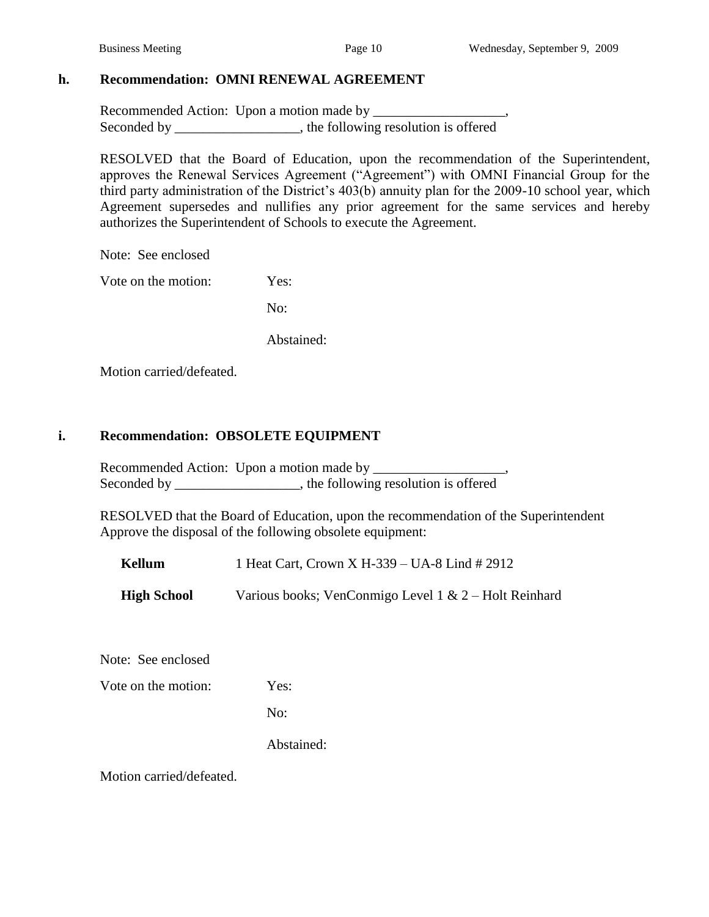### h. Recommendation: OMNI RENEWAL AGREEMENT

Recommended Action: Upon a motion made by ___________________,
Seconded by __________________, the following resolution is offered

RESOLVED that the Board of Education, upon the recommendation of the Superintendent, approves the Renewal Services Agreement ("Agreement") with OMNI Financial Group for the third party administration of the District's 403(b) annuity plan for the 2009-10 school year, which Agreement supersedes and nullifies any prior agreement for the same services and hereby authorizes the Superintendent of Schools to execute the Agreement.

Note: See enclosed

Vote on the motion: Yes:

No:

Abstained:

Motion carried/defeated.

### i. Recommendation: OBSOLETE EQUIPMENT

Recommended Action: Upon a motion made by ___________________,
Seconded by __________________, the following resolution is offered

RESOLVED that the Board of Education, upon the recommendation of the Superintendent
Approve the disposal of the following obsolete equipment:

**Kellum** 1 Heat Cart, Crown X H-339 – UA-8 Lind # 2912

**High School** Various books; VenConmigo Level 1 & 2 – Holt Reinhard

Note: See enclosed

Vote on the motion: Yes:

No:

Abstained:

Motion carried/defeated.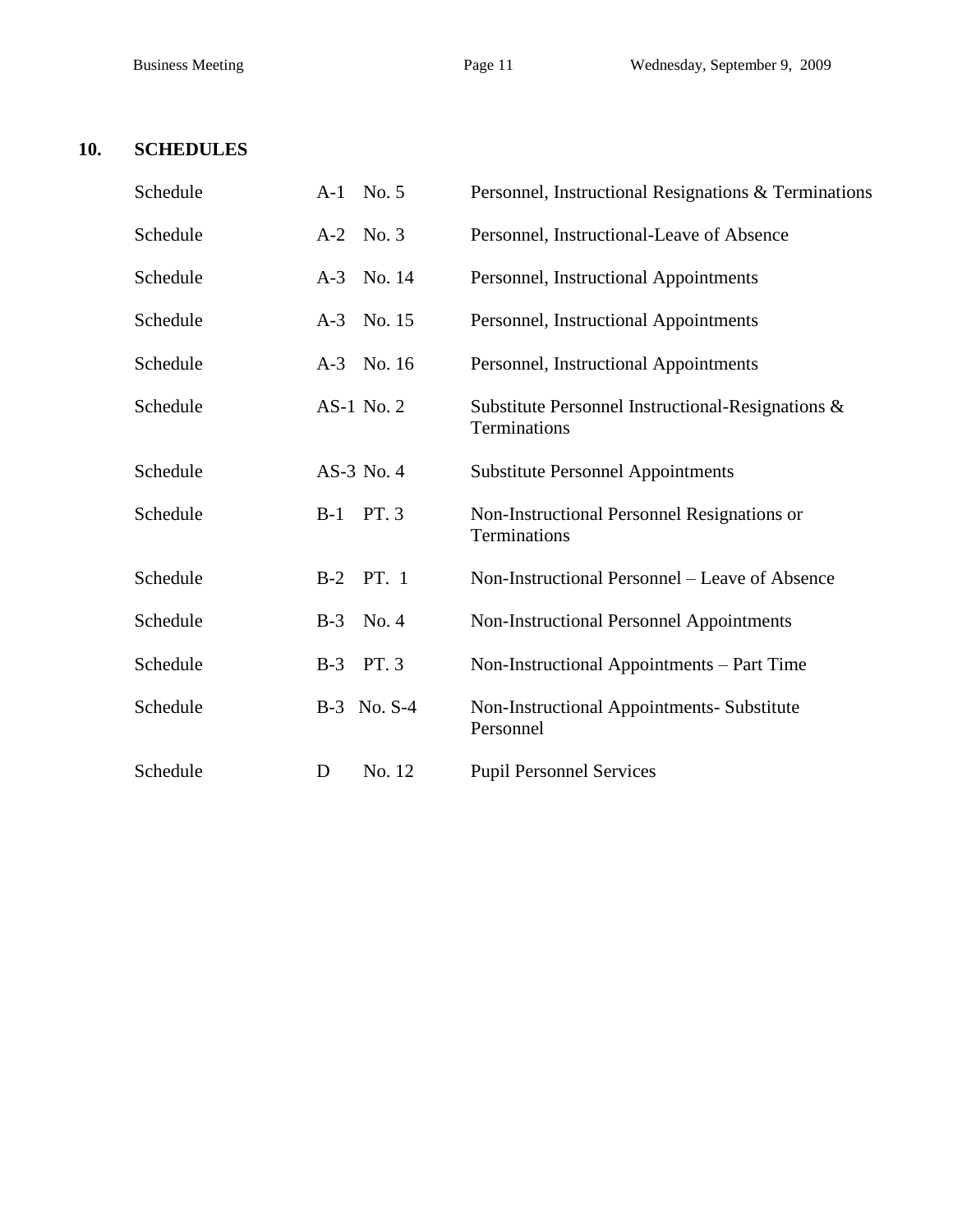## 10. SCHEDULES

| | | |
|---|---|---|
| Schedule | A-1 No. 5 | Personnel, Instructional Resignations & Terminations |
| Schedule | A-2 No. 3 | Personnel, Instructional-Leave of Absence |
| Schedule | A-3 No. 14 | Personnel, Instructional Appointments |
| Schedule | A-3 No. 15 | Personnel, Instructional Appointments |
| Schedule | A-3 No. 16 | Personnel, Instructional Appointments |
| Schedule | AS-1 No. 2 | Substitute Personnel Instructional-Resignations & Terminations |
| Schedule | AS-3 No. 4 | Substitute Personnel Appointments |
| Schedule | B-1 PT. 3 | Non-Instructional Personnel Resignations or Terminations |
| Schedule | B-2 PT. 1 | Non-Instructional Personnel – Leave of Absence |
| Schedule | B-3 No. 4 | Non-Instructional Personnel Appointments |
| Schedule | B-3 PT. 3 | Non-Instructional Appointments – Part Time |
| Schedule | B-3 No. S-4 | Non-Instructional Appointments- Substitute Personnel |
| Schedule | D No. 12 | Pupil Personnel Services |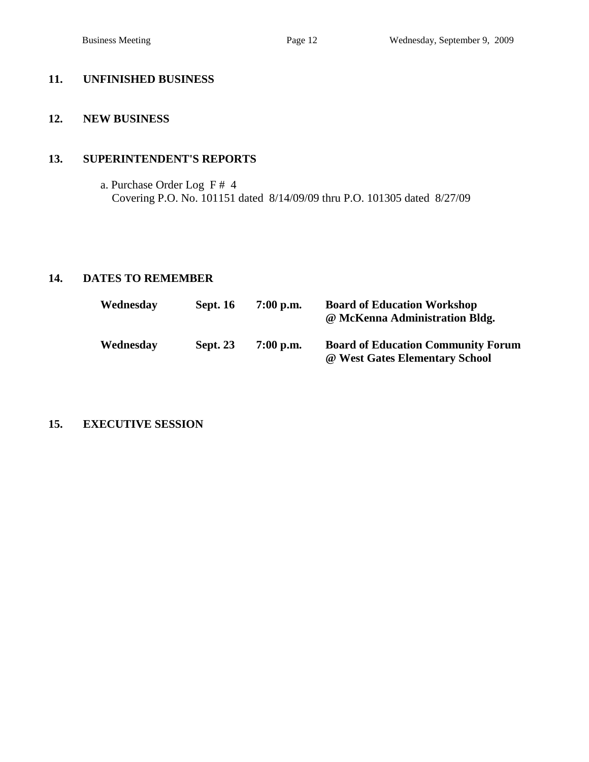## 11. UNFINISHED BUSINESS

## 12. NEW BUSINESS

## 13. SUPERINTENDENT'S REPORTS

a. Purchase Order Log F # 4
Covering P.O. No. 101151 dated 8/14/09/09 thru P.O. 101305 dated 8/27/09

## 14. DATES TO REMEMBER

| | | | |
|---|---|---|---|
| **Wednesday** | **Sept. 16** | **7:00 p.m.** | **Board of Education Workshop @ McKenna Administration Bldg.** |
| **Wednesday** | **Sept. 23** | **7:00 p.m.** | **Board of Education Community Forum @ West Gates Elementary School** |

## 15. EXECUTIVE SESSION